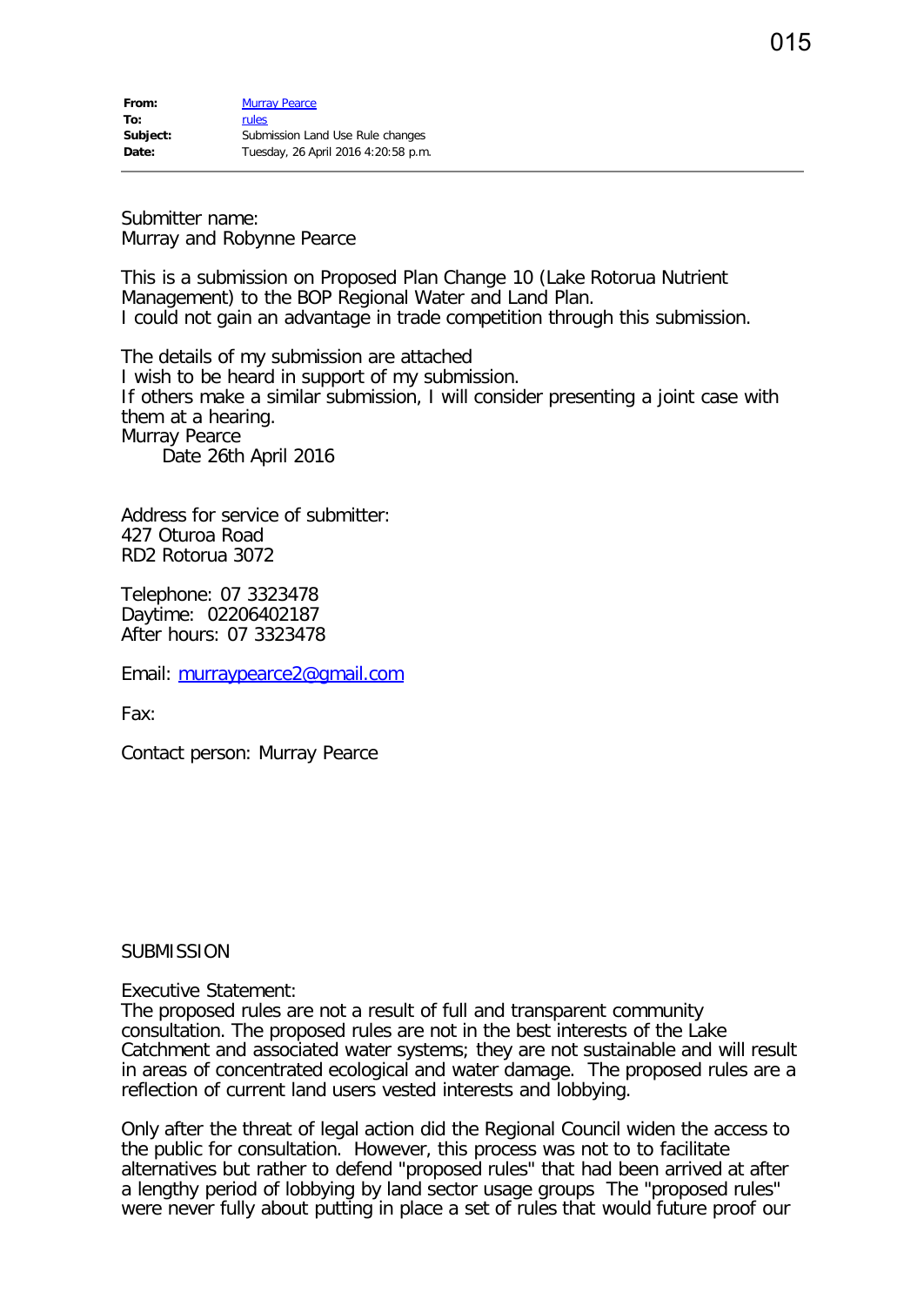| | |
|---|---|
| **From:** | Murray Pearce |
| **To:** | rules |
| **Subject:** | Submission Land Use Rule changes |
| **Date:** | Tuesday, 26 April 2016 4:20:58 p.m. |

Submitter name:
Murray and Robynne Pearce

This is a submission on Proposed Plan Change 10 (Lake Rotorua Nutrient Management) to the BOP Regional Water and Land Plan.
I could not gain an advantage in trade competition through this submission.

The details of my submission are attached
I wish to be heard in support of my submission.
If others make a similar submission, I will consider presenting a joint case with them at a hearing.
Murray Pearce
Date 26th April 2016

Address for service of submitter:
427 Oturoa Road
RD2 Rotorua 3072

Telephone: 07 3323478
Daytime: 02206402187
After hours: 07 3323478

Email: murraypearce2@gmail.com

Fax:

Contact person: Murray Pearce

SUBMISSION

Executive Statement:
The proposed rules are not a result of full and transparent community consultation. The proposed rules are not in the best interests of the Lake Catchment and associated water systems; they are not sustainable and will result in areas of concentrated ecological and water damage. The proposed rules are a reflection of current land users vested interests and lobbying.

Only after the threat of legal action did the Regional Council widen the access to the public for consultation. However, this process was not to to facilitate alternatives but rather to defend "proposed rules" that had been arrived at after a lengthy period of lobbying by land sector usage groups The "proposed rules" were never fully about putting in place a set of rules that would future proof our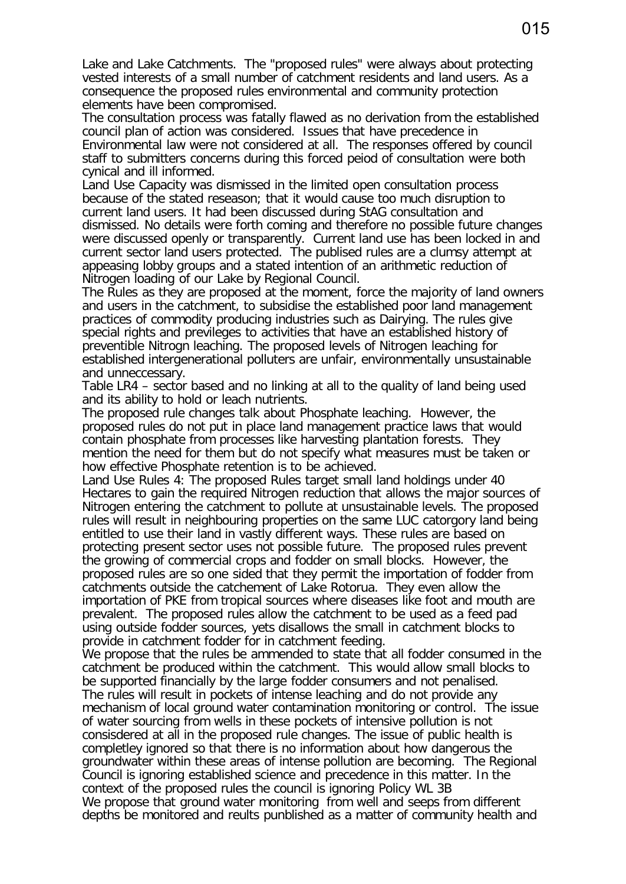Lake and Lake Catchments. The "proposed rules" were always about protecting vested interests of a small number of catchment residents and land users. As a consequence the proposed rules environmental and community protection elements have been compromised.

The consultation process was fatally flawed as no derivation from the established council plan of action was considered. Issues that have precedence in Environmental law were not considered at all. The responses offered by council staff to submitters concerns during this forced peiod of consultation were both cynical and ill informed.

Land Use Capacity was dismissed in the limited open consultation process because of the stated reseason; that it would cause too much disruption to current land users. It had been discussed during StAG consultation and dismissed. No details were forth coming and therefore no possible future changes were discussed openly or transparently. Current land use has been locked in and current sector land users protected. The publised rules are a clumsy attempt at appeasing lobby groups and a stated intention of an arithmetic reduction of Nitrogen loading of our Lake by Regional Council.

The Rules as they are proposed at the moment, force the majority of land owners and users in the catchment, to subsidise the established poor land management practices of commodity producing industries such as Dairying. The rules give special rights and previleges to activities that have an established history of preventible Nitrogn leaching. The proposed levels of Nitrogen leaching for established intergenerational polluters are unfair, environmentally unsustainable and unneccessary.

Table LR4 – sector based and no linking at all to the quality of land being used and its ability to hold or leach nutrients.

The proposed rule changes talk about Phosphate leaching. However, the proposed rules do not put in place land management practice laws that would contain phosphate from processes like harvesting plantation forests. They mention the need for them but do not specify what measures must be taken or how effective Phosphate retention is to be achieved.

Land Use Rules 4: The proposed Rules target small land holdings under 40 Hectares to gain the required Nitrogen reduction that allows the major sources of Nitrogen entering the catchment to pollute at unsustainable levels. The proposed rules will result in neighbouring properties on the same LUC catorgory land being entitled to use their land in vastly different ways. These rules are based on protecting present sector uses not possible future. The proposed rules prevent the growing of commercial crops and fodder on small blocks. However, the proposed rules are so one sided that they permit the importation of fodder from catchments outside the catchement of Lake Rotorua. They even allow the importation of PKE from tropical sources where diseases like foot and mouth are prevalent. The proposed rules allow the catchment to be used as a feed pad using outside fodder sources, yets disallows the small in catchment blocks to provide in catchment fodder for in catchment feeding.

We propose that the rules be ammended to state that all fodder consumed in the catchment be produced within the catchment. This would allow small blocks to be supported financially by the large fodder consumers and not penalised.

The rules will result in pockets of intense leaching and do not provide any mechanism of local ground water contamination monitoring or control. The issue of water sourcing from wells in these pockets of intensive pollution is not consisdered at all in the proposed rule changes. The issue of public health is completley ignored so that there is no information about how dangerous the groundwater within these areas of intense pollution are becoming. The Regional Council is ignoring established science and precedence in this matter. In the context of the proposed rules the council is ignoring Policy WL 3B

We propose that ground water monitoring from well and seeps from different depths be monitored and reults punblished as a matter of community health and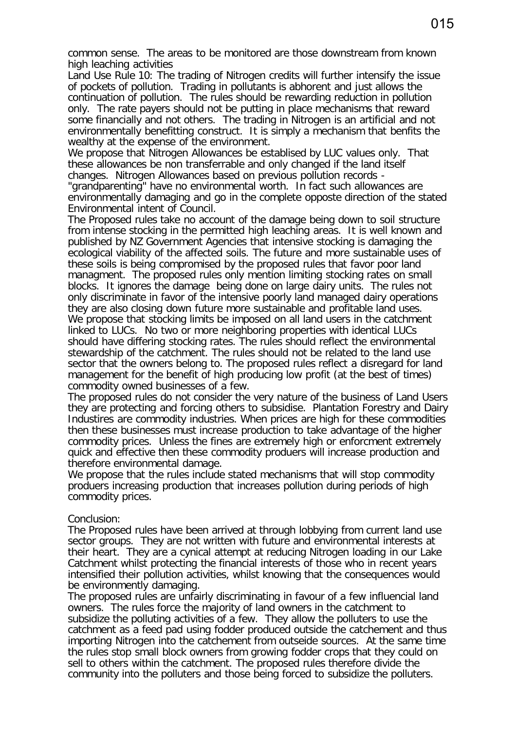common sense. The areas to be monitored are those downstream from known high leaching activities

Land Use Rule 10: The trading of Nitrogen credits will further intensify the issue of pockets of pollution. Trading in pollutants is abhorent and just allows the continuation of pollution. The rules should be rewarding reduction in pollution only. The rate payers should not be putting in place mechanisms that reward some financially and not others. The trading in Nitrogen is an artificial and not environmentally benefitting construct. It is simply a mechanism that benfits the wealthy at the expense of the environment.

We propose that Nitrogen Allowances be establised by LUC values only. That these allowances be non transferrable and only changed if the land itself changes. Nitrogen Allowances based on previous pollution records - "grandparenting" have no environmental worth. In fact such allowances are environmentally damaging and go in the complete opposte direction of the stated Environmental intent of Council.

The Proposed rules take no account of the damage being down to soil structure from intense stocking in the permitted high leaching areas. It is well known and published by NZ Government Agencies that intensive stocking is damaging the ecological viability of the affected soils. The future and more sustainable uses of these soils is being compromised by the proposed rules that favor poor land managment. The proposed rules only mention limiting stocking rates on small blocks. It ignores the damage being done on large dairy units. The rules not only discriminate in favor of the intensive poorly land managed dairy operations they are also closing down future more sustainable and profitable land uses.

We propose that stocking limits be imposed on all land users in the catchment linked to LUCs. No two or more neighboring properties with identical LUCs should have differing stocking rates. The rules should reflect the environmental stewardship of the catchment. The rules should not be related to the land use sector that the owners belong to. The proposed rules reflect a disregard for land management for the benefit of high producing low profit (at the best of times) commodity owned businesses of a few.

The proposed rules do not consider the very nature of the business of Land Users they are protecting and forcing others to subsidise. Plantation Forestry and Dairy Industires are commodity industries. When prices are high for these commodities then these businesses must increase production to take advantage of the higher commodity prices. Unless the fines are extremely high or enforcment extremely quick and effective then these commodity produers will increase production and therefore environmental damage.

We propose that the rules include stated mechanisms that will stop commodity produers increasing production that increases pollution during periods of high commodity prices.

Conclusion:

The Proposed rules have been arrived at through lobbying from current land use sector groups. They are not written with future and environmental interests at their heart. They are a cynical attempt at reducing Nitrogen loading in our Lake Catchment whilst protecting the financial interests of those who in recent years intensified their pollution activities, whilst knowing that the consequences would be environmently damaging.

The proposed rules are unfairly discriminating in favour of a few influencial land owners. The rules force the majority of land owners in the catchment to subsidize the polluting activities of a few. They allow the polluters to use the catchment as a feed pad using fodder produced outside the catchement and thus importing Nitrogen into the catchement from outseide sources. At the same time the rules stop small block owners from growing fodder crops that they could on sell to others within the catchment. The proposed rules therefore divide the community into the polluters and those being forced to subsidize the polluters.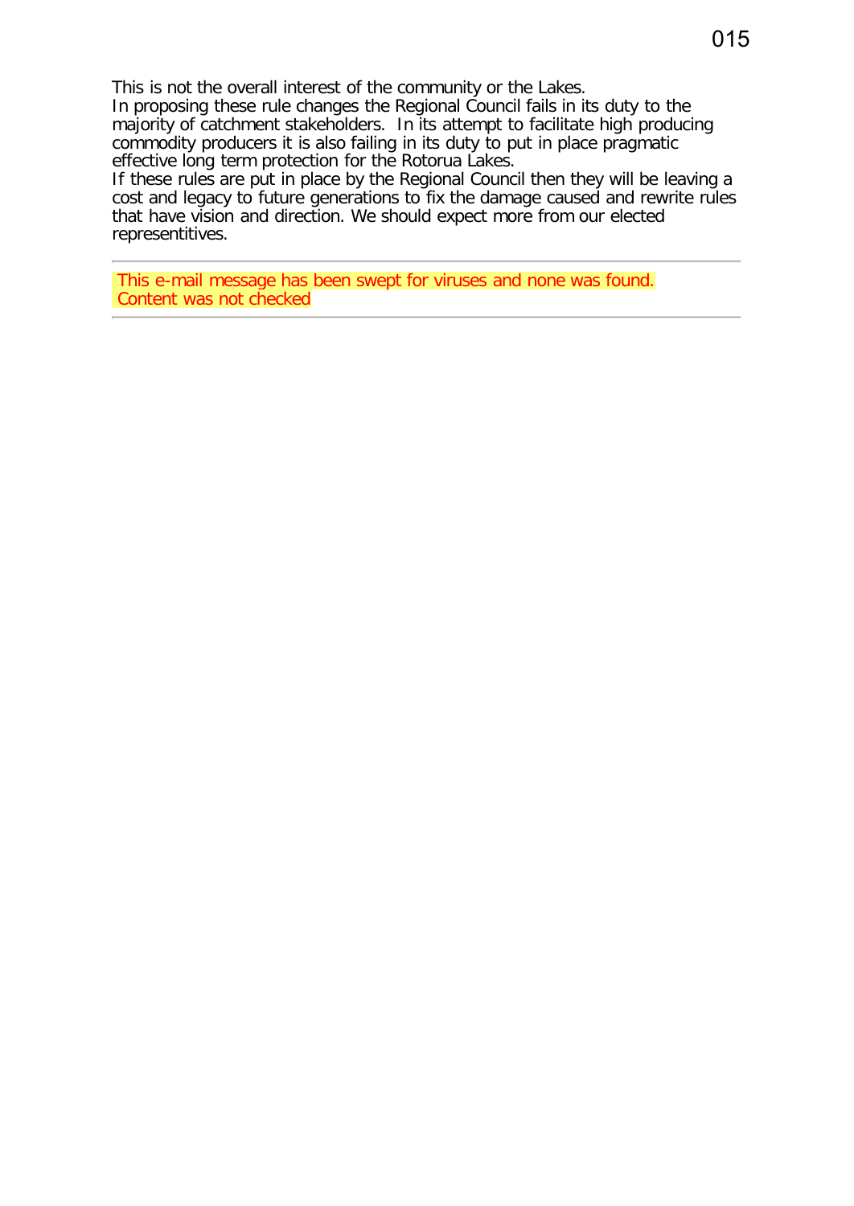This is not the overall interest of the community or the Lakes.
In proposing these rule changes the Regional Council fails in its duty to the majority of catchment stakeholders. In its attempt to facilitate high producing commodity producers it is also failing in its duty to put in place pragmatic effective long term protection for the Rotorua Lakes.
If these rules are put in place by the Regional Council then they will be leaving a cost and legacy to future generations to fix the damage caused and rewrite rules that have vision and direction. We should expect more from our elected representitives.

---

This e-mail message has been swept for viruses and none was found.
Content was not checked

---